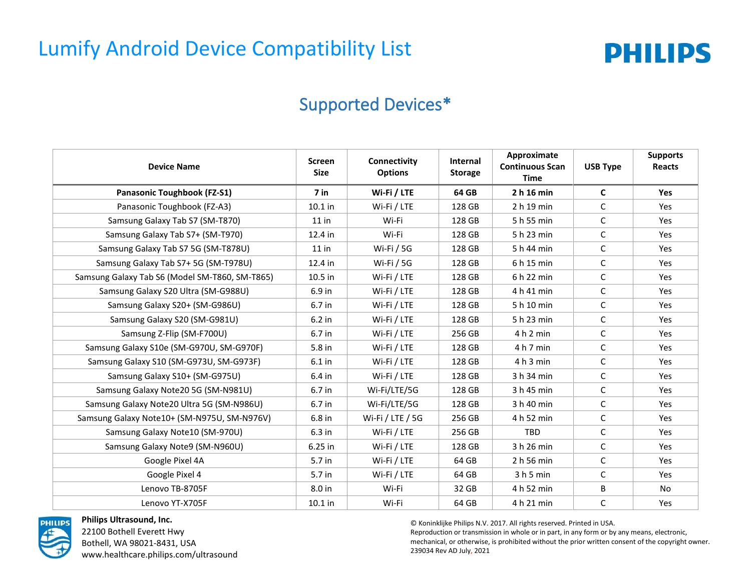# Lumify Android Device Compatibility List

PHILIPS

## Supported Devices*

| Device Name | Screen Size | Connectivity Options | Internal Storage | Approximate Continuous Scan Time | USB Type | Supports Reacts |
|---|---|---|---|---|---|---|
| **Panasonic Toughbook (FZ-S1)** | **7 in** | **Wi-Fi / LTE** | **64 GB** | **2 h 16 min** | **C** | **Yes** |
| Panasonic Toughbook (FZ-A3) | 10.1 in | Wi-Fi / LTE | 128 GB | 2 h 19 min | C | Yes |
| Samsung Galaxy Tab S7 (SM-T870) | 11 in | Wi-Fi | 128 GB | 5 h 55 min | C | Yes |
| Samsung Galaxy Tab S7+ (SM-T970) | 12.4 in | Wi-Fi | 128 GB | 5 h 23 min | C | Yes |
| Samsung Galaxy Tab S7 5G (SM-T878U) | 11 in | Wi-Fi / 5G | 128 GB | 5 h 44 min | C | Yes |
| Samsung Galaxy Tab S7+ 5G (SM-T978U) | 12.4 in | Wi-Fi / 5G | 128 GB | 6 h 15 min | C | Yes |
| Samsung Galaxy Tab S6 (Model SM-T860, SM-T865) | 10.5 in | Wi-Fi / LTE | 128 GB | 6 h 22 min | C | Yes |
| Samsung Galaxy S20 Ultra (SM-G988U) | 6.9 in | Wi-Fi / LTE | 128 GB | 4 h 41 min | C | Yes |
| Samsung Galaxy S20+ (SM-G986U) | 6.7 in | Wi-Fi / LTE | 128 GB | 5 h 10 min | C | Yes |
| Samsung Galaxy S20 (SM-G981U) | 6.2 in | Wi-Fi / LTE | 128 GB | 5 h 23 min | C | Yes |
| Samsung Z-Flip (SM-F700U) | 6.7 in | Wi-Fi / LTE | 256 GB | 4 h 2 min | C | Yes |
| Samsung Galaxy S10e (SM-G970U, SM-G970F) | 5.8 in | Wi-Fi / LTE | 128 GB | 4 h 7 min | C | Yes |
| Samsung Galaxy S10 (SM-G973U, SM-G973F) | 6.1 in | Wi-Fi / LTE | 128 GB | 4 h 3 min | C | Yes |
| Samsung Galaxy S10+ (SM-G975U) | 6.4 in | Wi-Fi / LTE | 128 GB | 3 h 34 min | C | Yes |
| Samsung Galaxy Note20 5G (SM-N981U) | 6.7 in | Wi-Fi/LTE/5G | 128 GB | 3 h 45 min | C | Yes |
| Samsung Galaxy Note20 Ultra 5G (SM-N986U) | 6.7 in | Wi-Fi/LTE/5G | 128 GB | 3 h 40 min | C | Yes |
| Samsung Galaxy Note10+ (SM-N975U, SM-N976V) | 6.8 in | Wi-Fi / LTE / 5G | 256 GB | 4 h 52 min | C | Yes |
| Samsung Galaxy Note10 (SM-970U) | 6.3 in | Wi-Fi / LTE | 256 GB | TBD | C | Yes |
| Samsung Galaxy Note9 (SM-N960U) | 6.25 in | Wi-Fi / LTE | 128 GB | 3 h 26 min | C | Yes |
| Google Pixel 4A | 5.7 in | Wi-Fi / LTE | 64 GB | 2 h 56 min | C | Yes |
| Google Pixel 4 | 5.7 in | Wi-Fi / LTE | 64 GB | 3 h 5 min | C | Yes |
| Lenovo TB-8705F | 8.0 in | Wi-Fi | 32 GB | 4 h 52 min | B | No |
| Lenovo YT-X705F | 10.1 in | Wi-Fi | 64 GB | 4 h 21 min | C | Yes |

**Philips Ultrasound, Inc.**
22100 Bothell Everett Hwy
Bothell, WA 98021-8431, USA
www.healthcare.philips.com/ultrasound

© Koninklijke Philips N.V. 2017. All rights reserved. Printed in USA.
Reproduction or transmission in whole or in part, in any form or by any means, electronic, mechanical, or otherwise, is prohibited without the prior written consent of the copyright owner.
239034 Rev AD July, 2021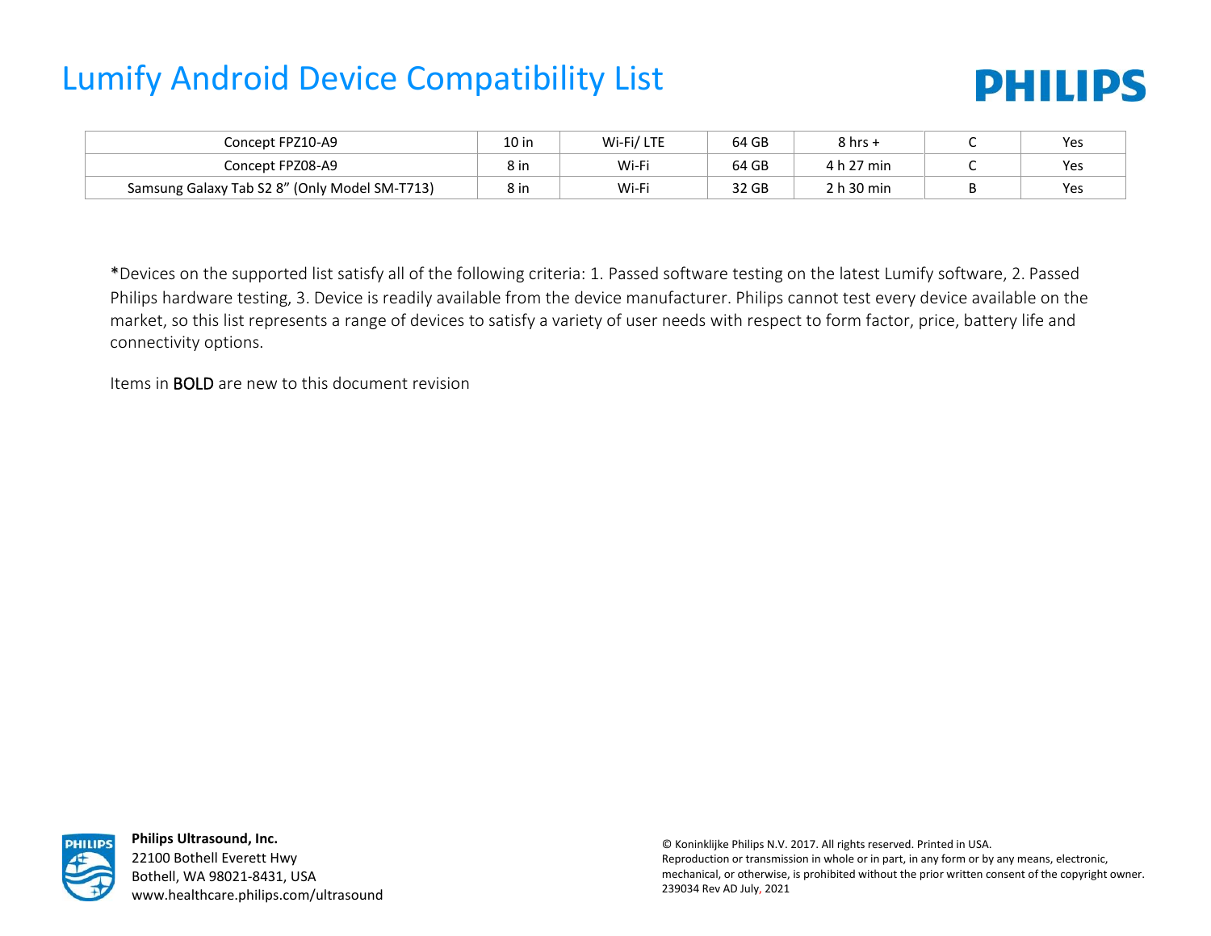# Lumify Android Device Compatibility List

| | | | | | | |
|---|---|---|---|---|---|---|
| Concept FPZ10-A9 | 10 in | Wi-Fi/ LTE | 64 GB | 8 hrs + | C | Yes |
| Concept FPZ08-A9 | 8 in | Wi-Fi | 64 GB | 4 h 27 min | C | Yes |
| Samsung Galaxy Tab S2 8" (Only Model SM-T713) | 8 in | Wi-Fi | 32 GB | 2 h 30 min | B | Yes |

*Devices on the supported list satisfy all of the following criteria: 1. Passed software testing on the latest Lumify software, 2. Passed Philips hardware testing, 3. Device is readily available from the device manufacturer. Philips cannot test every device available on the market, so this list represents a range of devices to satisfy a variety of user needs with respect to form factor, price, battery life and connectivity options.

Items in **BOLD** are new to this document revision

**Philips Ultrasound, Inc.**
22100 Bothell Everett Hwy
Bothell, WA 98021-8431, USA
www.healthcare.philips.com/ultrasound

© Koninklijke Philips N.V. 2017. All rights reserved. Printed in USA.
Reproduction or transmission in whole or in part, in any form or by any means, electronic, mechanical, or otherwise, is prohibited without the prior written consent of the copyright owner.
239034 Rev AD July, 2021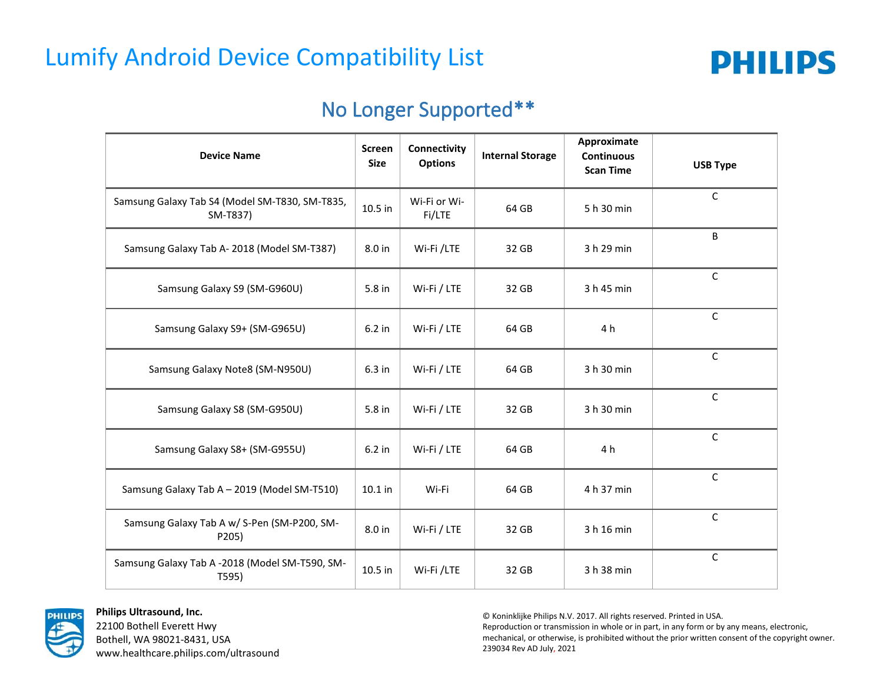# Lumify Android Device Compatibility List

## No Longer Supported**

| Device Name | Screen Size | Connectivity Options | Internal Storage | Approximate Continuous Scan Time | USB Type |
|---|---|---|---|---|---|
| Samsung Galaxy Tab S4 (Model SM-T830, SM-T835, SM-T837) | 10.5 in | Wi-Fi or Wi-Fi/LTE | 64 GB | 5 h 30 min | C |
| Samsung Galaxy Tab A- 2018 (Model SM-T387) | 8.0 in | Wi-Fi /LTE | 32 GB | 3 h 29 min | B |
| Samsung Galaxy S9 (SM-G960U) | 5.8 in | Wi-Fi / LTE | 32 GB | 3 h 45 min | C |
| Samsung Galaxy S9+ (SM-G965U) | 6.2 in | Wi-Fi / LTE | 64 GB | 4 h | C |
| Samsung Galaxy Note8 (SM-N950U) | 6.3 in | Wi-Fi / LTE | 64 GB | 3 h 30 min | C |
| Samsung Galaxy S8 (SM-G950U) | 5.8 in | Wi-Fi / LTE | 32 GB | 3 h 30 min | C |
| Samsung Galaxy S8+ (SM-G955U) | 6.2 in | Wi-Fi / LTE | 64 GB | 4 h | C |
| Samsung Galaxy Tab A – 2019 (Model SM-T510) | 10.1 in | Wi-Fi | 64 GB | 4 h 37 min | C |
| Samsung Galaxy Tab A w/ S-Pen (SM-P200, SM-P205) | 8.0 in | Wi-Fi / LTE | 32 GB | 3 h 16 min | C |
| Samsung Galaxy Tab A -2018 (Model SM-T590, SM-T595) | 10.5 in | Wi-Fi /LTE | 32 GB | 3 h 38 min | C |

**Philips Ultrasound, Inc.**
22100 Bothell Everett Hwy
Bothell, WA 98021-8431, USA
www.healthcare.philips.com/ultrasound

© Koninklijke Philips N.V. 2017. All rights reserved. Printed in USA.
Reproduction or transmission in whole or in part, in any form or by any means, electronic, mechanical, or otherwise, is prohibited without the prior written consent of the copyright owner.
239034 Rev AD July, 2021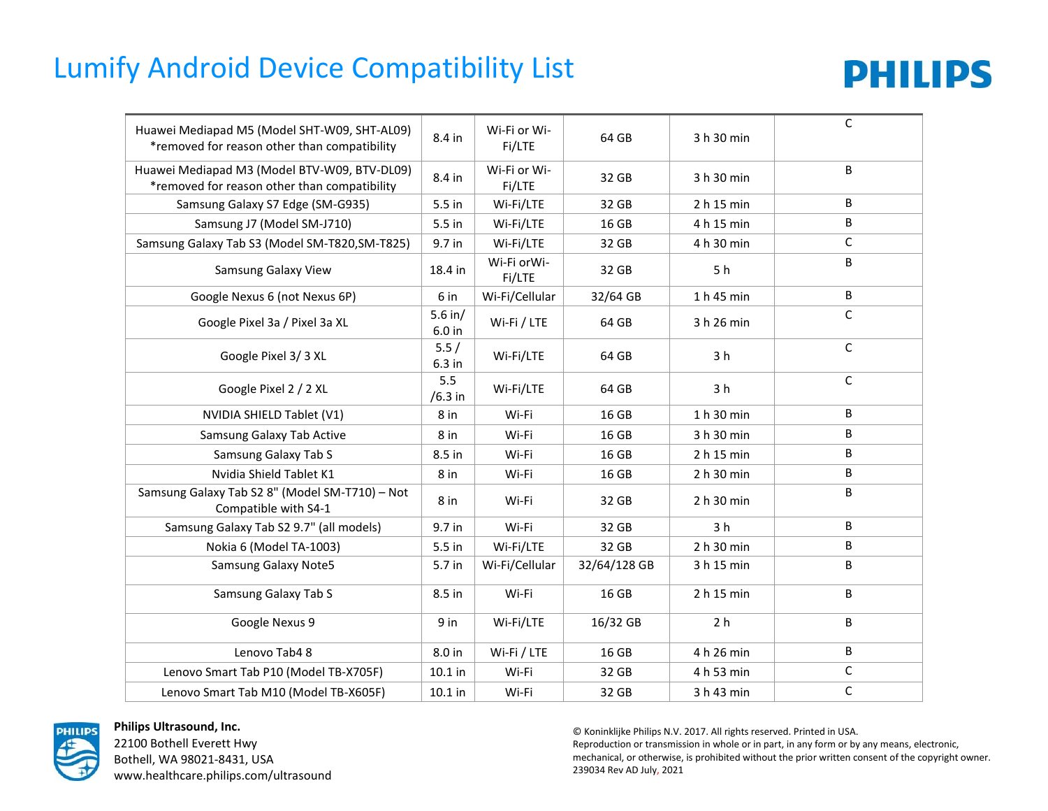# Lumify Android Device Compatibility List

| | | | | | |
|---|---|---|---|---|---|
| Huawei Mediapad M5 (Model SHT-W09, SHT-AL09) *removed for reason other than compatibility | 8.4 in | Wi-Fi or Wi-Fi/LTE | 64 GB | 3 h 30 min | C |
| Huawei Mediapad M3 (Model BTV-W09, BTV-DL09) *removed for reason other than compatibility | 8.4 in | Wi-Fi or Wi-Fi/LTE | 32 GB | 3 h 30 min | B |
| Samsung Galaxy S7 Edge (SM-G935) | 5.5 in | Wi-Fi/LTE | 32 GB | 2 h 15 min | B |
| Samsung J7 (Model SM-J710) | 5.5 in | Wi-Fi/LTE | 16 GB | 4 h 15 min | B |
| Samsung Galaxy Tab S3 (Model SM-T820,SM-T825) | 9.7 in | Wi-Fi/LTE | 32 GB | 4 h 30 min | C |
| Samsung Galaxy View | 18.4 in | Wi-Fi orWi-Fi/LTE | 32 GB | 5 h | B |
| Google Nexus 6 (not Nexus 6P) | 6 in | Wi-Fi/Cellular | 32/64 GB | 1 h 45 min | B |
| Google Pixel 3a / Pixel 3a XL | 5.6 in/ 6.0 in | Wi-Fi / LTE | 64 GB | 3 h 26 min | C |
| Google Pixel 3/ 3 XL | 5.5 / 6.3 in | Wi-Fi/LTE | 64 GB | 3 h | C |
| Google Pixel 2 / 2 XL | 5.5 /6.3 in | Wi-Fi/LTE | 64 GB | 3 h | C |
| NVIDIA SHIELD Tablet (V1) | 8 in | Wi-Fi | 16 GB | 1 h 30 min | B |
| Samsung Galaxy Tab Active | 8 in | Wi-Fi | 16 GB | 3 h 30 min | B |
| Samsung Galaxy Tab S | 8.5 in | Wi-Fi | 16 GB | 2 h 15 min | B |
| Nvidia Shield Tablet K1 | 8 in | Wi-Fi | 16 GB | 2 h 30 min | B |
| Samsung Galaxy Tab S2 8" (Model SM-T710) – Not Compatible with S4-1 | 8 in | Wi-Fi | 32 GB | 2 h 30 min | B |
| Samsung Galaxy Tab S2 9.7" (all models) | 9.7 in | Wi-Fi | 32 GB | 3 h | B |
| Nokia 6 (Model TA-1003) | 5.5 in | Wi-Fi/LTE | 32 GB | 2 h 30 min | B |
| Samsung Galaxy Note5 | 5.7 in | Wi-Fi/Cellular | 32/64/128 GB | 3 h 15 min | B |
| Samsung Galaxy Tab S | 8.5 in | Wi-Fi | 16 GB | 2 h 15 min | B |
| Google Nexus 9 | 9 in | Wi-Fi/LTE | 16/32 GB | 2 h | B |
| Lenovo Tab4 8 | 8.0 in | Wi-Fi / LTE | 16 GB | 4 h 26 min | B |
| Lenovo Smart Tab P10 (Model TB-X705F) | 10.1 in | Wi-Fi | 32 GB | 4 h 53 min | C |
| Lenovo Smart Tab M10 (Model TB-X605F) | 10.1 in | Wi-Fi | 32 GB | 3 h 43 min | C |

**Philips Ultrasound, Inc.**
22100 Bothell Everett Hwy
Bothell, WA 98021-8431, USA
www.healthcare.philips.com/ultrasound

© Koninklijke Philips N.V. 2017. All rights reserved. Printed in USA.
Reproduction or transmission in whole or in part, in any form or by any means, electronic, mechanical, or otherwise, is prohibited without the prior written consent of the copyright owner.
239034 Rev AD July, 2021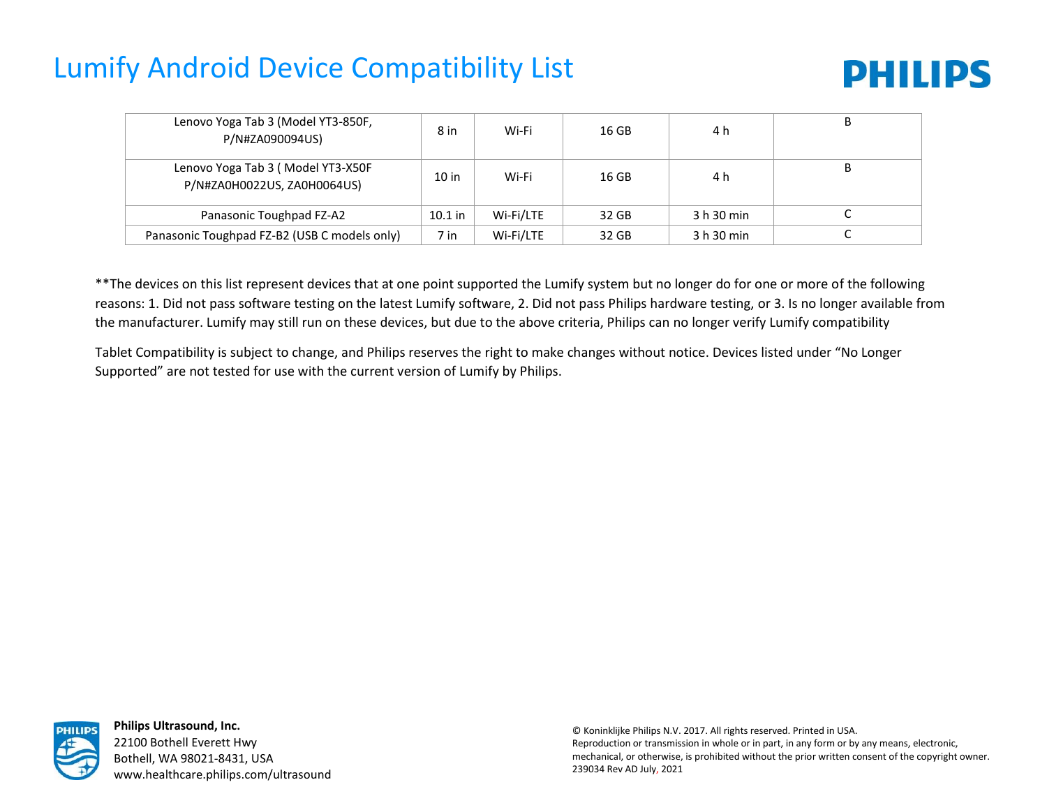# Lumify Android Device Compatibility List

| | | | | | |
|---|---|---|---|---|---|
| Lenovo Yoga Tab 3 (Model YT3-850F, P/N#ZA090094US) | 8 in | Wi-Fi | 16 GB | 4 h | B |
| Lenovo Yoga Tab 3 ( Model YT3-X50F P/N#ZA0H0022US, ZA0H0064US) | 10 in | Wi-Fi | 16 GB | 4 h | B |
| Panasonic Toughpad FZ-A2 | 10.1 in | Wi-Fi/LTE | 32 GB | 3 h 30 min | C |
| Panasonic Toughpad FZ-B2 (USB C models only) | 7 in | Wi-Fi/LTE | 32 GB | 3 h 30 min | C |

**The devices on this list represent devices that at one point supported the Lumify system but no longer do for one or more of the following reasons: 1. Did not pass software testing on the latest Lumify software, 2. Did not pass Philips hardware testing, or 3. Is no longer available from the manufacturer. Lumify may still run on these devices, but due to the above criteria, Philips can no longer verify Lumify compatibility

Tablet Compatibility is subject to change, and Philips reserves the right to make changes without notice. Devices listed under "No Longer Supported" are not tested for use with the current version of Lumify by Philips.

**Philips Ultrasound, Inc.**
22100 Bothell Everett Hwy
Bothell, WA 98021-8431, USA
www.healthcare.philips.com/ultrasound

© Koninklijke Philips N.V. 2017. All rights reserved. Printed in USA.
Reproduction or transmission in whole or in part, in any form or by any means, electronic, mechanical, or otherwise, is prohibited without the prior written consent of the copyright owner.
239034 Rev AD July, 2021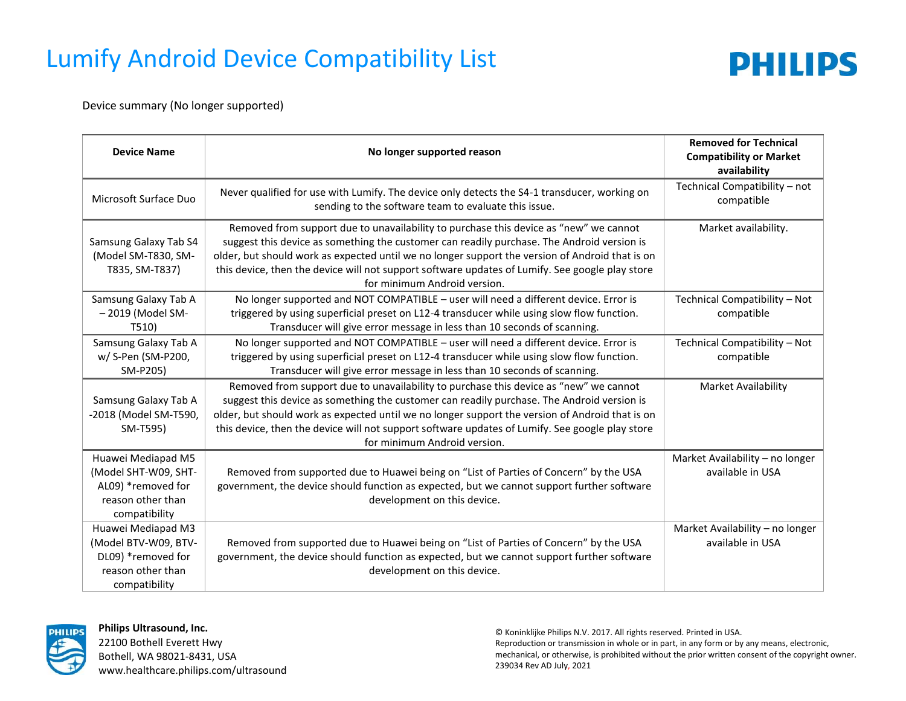# Lumify Android Device Compatibility List

Device summary (No longer supported)

| Device Name | No longer supported reason | Removed for Technical Compatibility or Market availability |
|---|---|---|
| Microsoft Surface Duo | Never qualified for use with Lumify. The device only detects the S4-1 transducer, working on sending to the software team to evaluate this issue. | Technical Compatibility – not compatible |
| Samsung Galaxy Tab S4 (Model SM-T830, SM-T835, SM-T837) | Removed from support due to unavailability to purchase this device as "new" we cannot suggest this device as something the customer can readily purchase. The Android version is older, but should work as expected until we no longer support the version of Android that is on this device, then the device will not support software updates of Lumify. See google play store for minimum Android version. | Market availability. |
| Samsung Galaxy Tab A – 2019 (Model SM-T510) | No longer supported and NOT COMPATIBLE – user will need a different device. Error is triggered by using superficial preset on L12-4 transducer while using slow flow function. Transducer will give error message in less than 10 seconds of scanning. | Technical Compatibility – Not compatible |
| Samsung Galaxy Tab A w/ S-Pen (SM-P200, SM-P205) | No longer supported and NOT COMPATIBLE – user will need a different device. Error is triggered by using superficial preset on L12-4 transducer while using slow flow function. Transducer will give error message in less than 10 seconds of scanning. | Technical Compatibility – Not compatible |
| Samsung Galaxy Tab A -2018 (Model SM-T590, SM-T595) | Removed from support due to unavailability to purchase this device as "new" we cannot suggest this device as something the customer can readily purchase. The Android version is older, but should work as expected until we no longer support the version of Android that is on this device, then the device will not support software updates of Lumify. See google play store for minimum Android version. | Market Availability |
| Huawei Mediapad M5 (Model SHT-W09, SHT-AL09) *removed for reason other than compatibility | Removed from supported due to Huawei being on "List of Parties of Concern" by the USA government, the device should function as expected, but we cannot support further software development on this device. | Market Availability – no longer available in USA |
| Huawei Mediapad M3 (Model BTV-W09, BTV-DL09) *removed for reason other than compatibility | Removed from supported due to Huawei being on "List of Parties of Concern" by the USA government, the device should function as expected, but we cannot support further software development on this device. | Market Availability – no longer available in USA |

**Philips Ultrasound, Inc.**
22100 Bothell Everett Hwy
Bothell, WA 98021-8431, USA
www.healthcare.philips.com/ultrasound

© Koninklijke Philips N.V. 2017. All rights reserved. Printed in USA.
Reproduction or transmission in whole or in part, in any form or by any means, electronic, mechanical, or otherwise, is prohibited without the prior written consent of the copyright owner.
239034 Rev AD July, 2021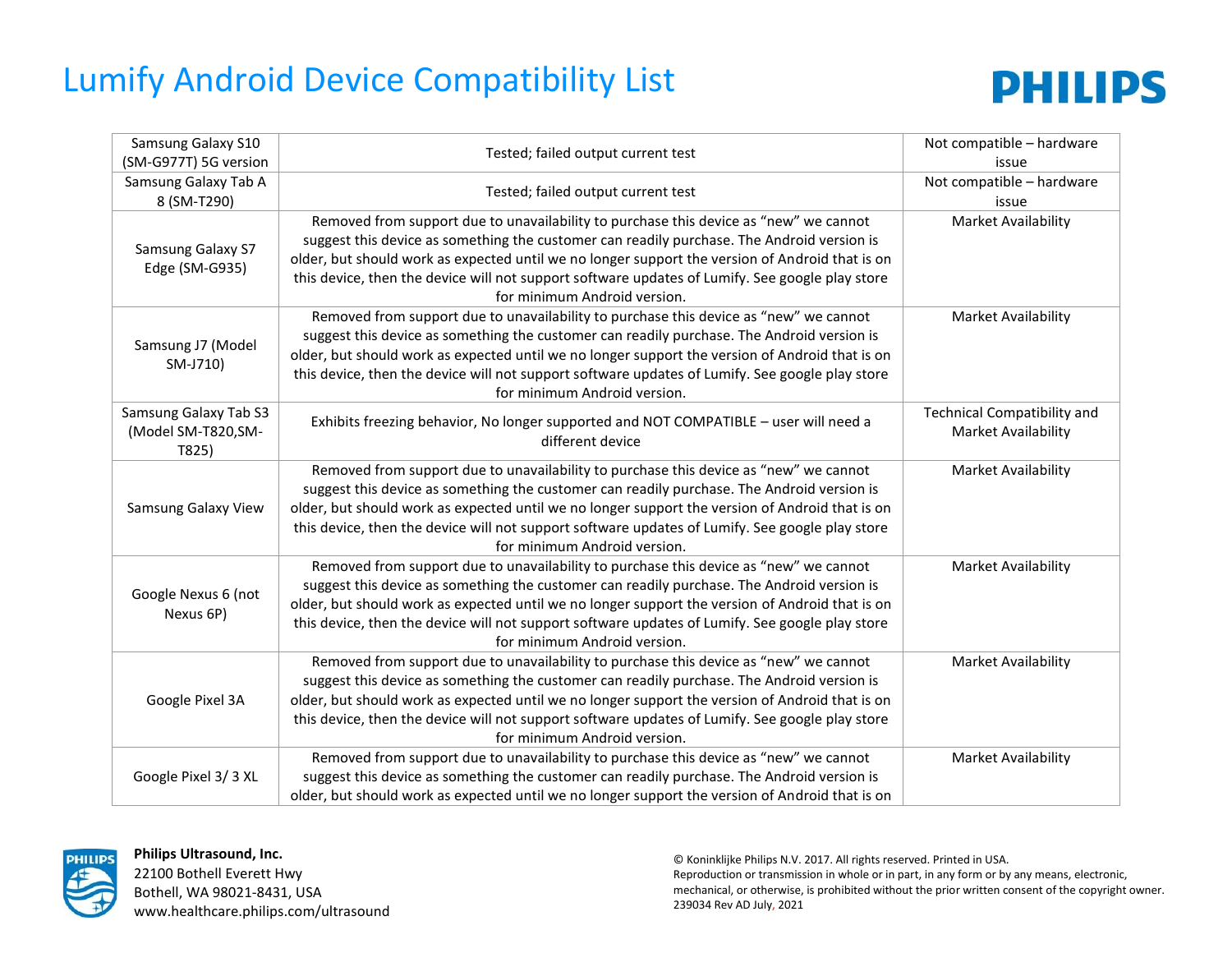# Lumify Android Device Compatibility List

| | | |
|---|---|---|
| Samsung Galaxy S10 (SM-G977T) 5G version | Tested; failed output current test | Not compatible – hardware issue |
| Samsung Galaxy Tab A 8 (SM-T290) | Tested; failed output current test | Not compatible – hardware issue |
| Samsung Galaxy S7 Edge (SM-G935) | Removed from support due to unavailability to purchase this device as "new" we cannot suggest this device as something the customer can readily purchase. The Android version is older, but should work as expected until we no longer support the version of Android that is on this device, then the device will not support software updates of Lumify. See google play store for minimum Android version. | Market Availability |
| Samsung J7 (Model SM-J710) | Removed from support due to unavailability to purchase this device as "new" we cannot suggest this device as something the customer can readily purchase. The Android version is older, but should work as expected until we no longer support the version of Android that is on this device, then the device will not support software updates of Lumify. See google play store for minimum Android version. | Market Availability |
| Samsung Galaxy Tab S3 (Model SM-T820,SM-T825) | Exhibits freezing behavior, No longer supported and NOT COMPATIBLE – user will need a different device | Technical Compatibility and Market Availability |
| Samsung Galaxy View | Removed from support due to unavailability to purchase this device as "new" we cannot suggest this device as something the customer can readily purchase. The Android version is older, but should work as expected until we no longer support the version of Android that is on this device, then the device will not support software updates of Lumify. See google play store for minimum Android version. | Market Availability |
| Google Nexus 6 (not Nexus 6P) | Removed from support due to unavailability to purchase this device as "new" we cannot suggest this device as something the customer can readily purchase. The Android version is older, but should work as expected until we no longer support the version of Android that is on this device, then the device will not support software updates of Lumify. See google play store for minimum Android version. | Market Availability |
| Google Pixel 3A | Removed from support due to unavailability to purchase this device as "new" we cannot suggest this device as something the customer can readily purchase. The Android version is older, but should work as expected until we no longer support the version of Android that is on this device, then the device will not support software updates of Lumify. See google play store for minimum Android version. | Market Availability |
| Google Pixel 3/ 3 XL | Removed from support due to unavailability to purchase this device as "new" we cannot suggest this device as something the customer can readily purchase. The Android version is older, but should work as expected until we no longer support the version of Android that is on | Market Availability |

**Philips Ultrasound, Inc.**
22100 Bothell Everett Hwy
Bothell, WA 98021-8431, USA
www.healthcare.philips.com/ultrasound

© Koninklijke Philips N.V. 2017. All rights reserved. Printed in USA.
Reproduction or transmission in whole or in part, in any form or by any means, electronic, mechanical, or otherwise, is prohibited without the prior written consent of the copyright owner.
239034 Rev AD July, 2021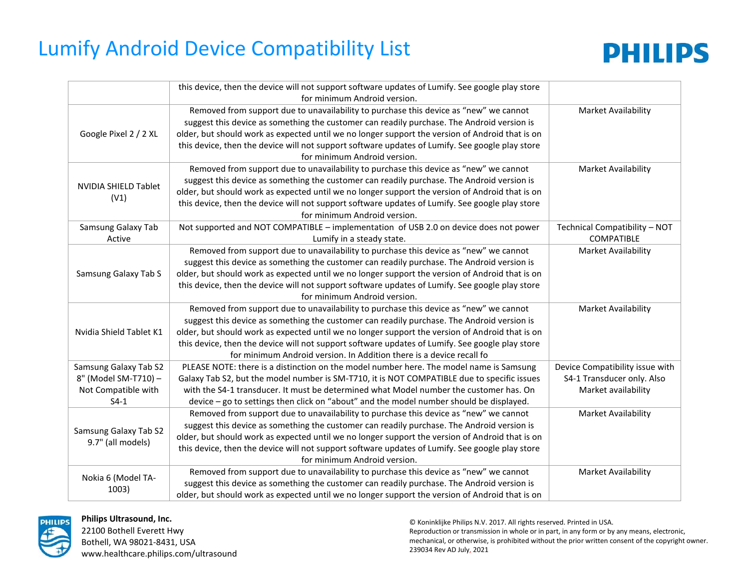# Lumify Android Device Compatibility List

| | | |
|---|---|---|
| | this device, then the device will not support software updates of Lumify. See google play store for minimum Android version. | |
| Google Pixel 2 / 2 XL | Removed from support due to unavailability to purchase this device as "new" we cannot suggest this device as something the customer can readily purchase. The Android version is older, but should work as expected until we no longer support the version of Android that is on this device, then the device will not support software updates of Lumify. See google play store for minimum Android version. | Market Availability |
| NVIDIA SHIELD Tablet (V1) | Removed from support due to unavailability to purchase this device as "new" we cannot suggest this device as something the customer can readily purchase. The Android version is older, but should work as expected until we no longer support the version of Android that is on this device, then the device will not support software updates of Lumify. See google play store for minimum Android version. | Market Availability |
| Samsung Galaxy Tab Active | Not supported and NOT COMPATIBLE – implementation of USB 2.0 on device does not power Lumify in a steady state. | Technical Compatibility – NOT COMPATIBLE |
| Samsung Galaxy Tab S | Removed from support due to unavailability to purchase this device as "new" we cannot suggest this device as something the customer can readily purchase. The Android version is older, but should work as expected until we no longer support the version of Android that is on this device, then the device will not support software updates of Lumify. See google play store for minimum Android version. | Market Availability |
| Nvidia Shield Tablet K1 | Removed from support due to unavailability to purchase this device as "new" we cannot suggest this device as something the customer can readily purchase. The Android version is older, but should work as expected until we no longer support the version of Android that is on this device, then the device will not support software updates of Lumify. See google play store for minimum Android version. In Addition there is a device recall fo | Market Availability |
| Samsung Galaxy Tab S2 8" (Model SM-T710) – Not Compatible with S4-1 | PLEASE NOTE: there is a distinction on the model number here. The model name is Samsung Galaxy Tab S2, but the model number is SM-T710, it is NOT COMPATIBLE due to specific issues with the S4-1 transducer. It must be determined what Model number the customer has. On device – go to settings then click on "about" and the model number should be displayed. | Device Compatibility issue with S4-1 Transducer only. Also Market availability |
| Samsung Galaxy Tab S2 9.7" (all models) | Removed from support due to unavailability to purchase this device as "new" we cannot suggest this device as something the customer can readily purchase. The Android version is older, but should work as expected until we no longer support the version of Android that is on this device, then the device will not support software updates of Lumify. See google play store for minimum Android version. | Market Availability |
| Nokia 6 (Model TA-1003) | Removed from support due to unavailability to purchase this device as "new" we cannot suggest this device as something the customer can readily purchase. The Android version is older, but should work as expected until we no longer support the version of Android that is on | Market Availability |

**Philips Ultrasound, Inc.**
22100 Bothell Everett Hwy
Bothell, WA 98021-8431, USA
www.healthcare.philips.com/ultrasound

© Koninklijke Philips N.V. 2017. All rights reserved. Printed in USA.
Reproduction or transmission in whole or in part, in any form or by any means, electronic, mechanical, or otherwise, is prohibited without the prior written consent of the copyright owner.
239034 Rev AD July, 2021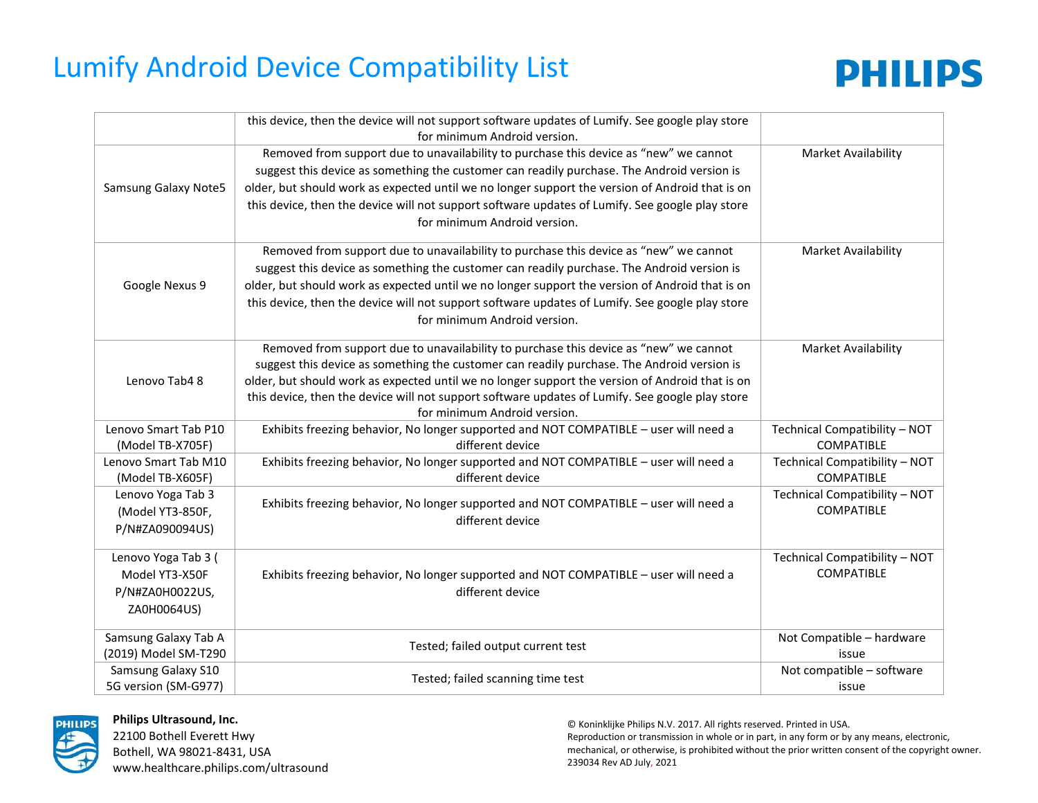# Lumify Android Device Compatibility List

| | | |
|---|---|---|
| | this device, then the device will not support software updates of Lumify. See google play store for minimum Android version. | |
| Samsung Galaxy Note5 | Removed from support due to unavailability to purchase this device as "new" we cannot suggest this device as something the customer can readily purchase. The Android version is older, but should work as expected until we no longer support the version of Android that is on this device, then the device will not support software updates of Lumify. See google play store for minimum Android version. | Market Availability |
| Google Nexus 9 | Removed from support due to unavailability to purchase this device as "new" we cannot suggest this device as something the customer can readily purchase. The Android version is older, but should work as expected until we no longer support the version of Android that is on this device, then the device will not support software updates of Lumify. See google play store for minimum Android version. | Market Availability |
| Lenovo Tab4 8 | Removed from support due to unavailability to purchase this device as "new" we cannot suggest this device as something the customer can readily purchase. The Android version is older, but should work as expected until we no longer support the version of Android that is on this device, then the device will not support software updates of Lumify. See google play store for minimum Android version. | Market Availability |
| Lenovo Smart Tab P10 (Model TB-X705F) | Exhibits freezing behavior, No longer supported and NOT COMPATIBLE – user will need a different device | Technical Compatibility – NOT COMPATIBLE |
| Lenovo Smart Tab M10 (Model TB-X605F) | Exhibits freezing behavior, No longer supported and NOT COMPATIBLE – user will need a different device | Technical Compatibility – NOT COMPATIBLE |
| Lenovo Yoga Tab 3 (Model YT3-850F, P/N#ZA090094US) | Exhibits freezing behavior, No longer supported and NOT COMPATIBLE – user will need a different device | Technical Compatibility – NOT COMPATIBLE |
| Lenovo Yoga Tab 3 ( Model YT3-X50F P/N#ZA0H0022US, ZA0H0064US) | Exhibits freezing behavior, No longer supported and NOT COMPATIBLE – user will need a different device | Technical Compatibility – NOT COMPATIBLE |
| Samsung Galaxy Tab A (2019) Model SM-T290 | Tested; failed output current test | Not Compatible – hardware issue |
| Samsung Galaxy S10 5G version (SM-G977) | Tested; failed scanning time test | Not compatible – software issue |

**Philips Ultrasound, Inc.**
22100 Bothell Everett Hwy
Bothell, WA 98021-8431, USA
www.healthcare.philips.com/ultrasound

© Koninklijke Philips N.V. 2017. All rights reserved. Printed in USA.
Reproduction or transmission in whole or in part, in any form or by any means, electronic, mechanical, or otherwise, is prohibited without the prior written consent of the copyright owner.
239034 Rev AD July, 2021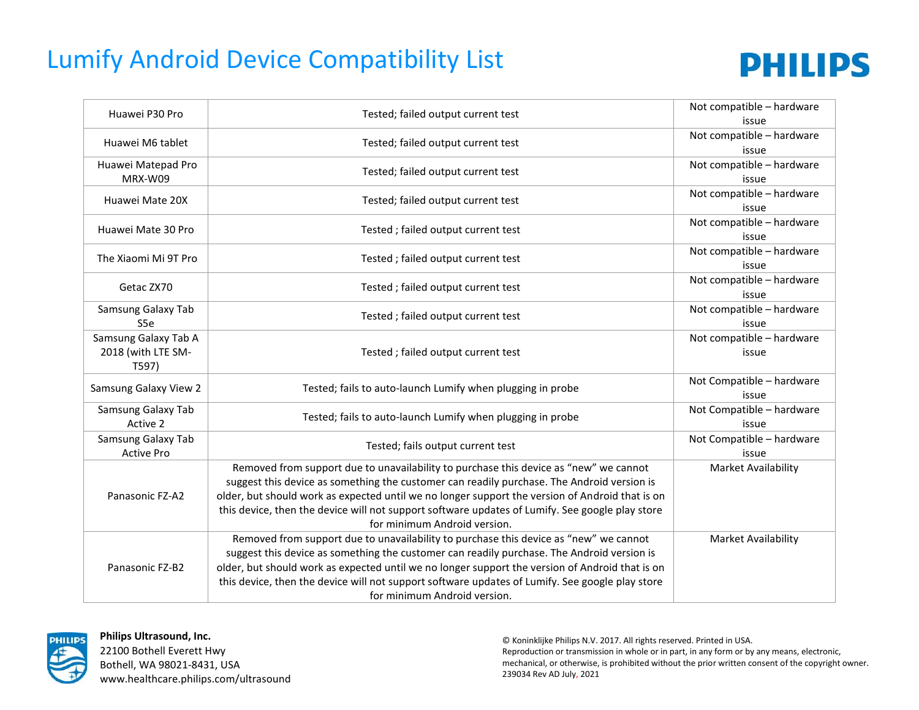# Lumify Android Device Compatibility List

| | | |
|---|---|---|
| Huawei P30 Pro | Tested; failed output current test | Not compatible – hardware issue |
| Huawei M6 tablet | Tested; failed output current test | Not compatible – hardware issue |
| Huawei Matepad Pro MRX-W09 | Tested; failed output current test | Not compatible – hardware issue |
| Huawei Mate 20X | Tested; failed output current test | Not compatible – hardware issue |
| Huawei Mate 30 Pro | Tested ; failed output current test | Not compatible – hardware issue |
| The Xiaomi Mi 9T Pro | Tested ; failed output current test | Not compatible – hardware issue |
| Getac ZX70 | Tested ; failed output current test | Not compatible – hardware issue |
| Samsung Galaxy Tab S5e | Tested ; failed output current test | Not compatible – hardware issue |
| Samsung Galaxy Tab A 2018 (with LTE SM-T597) | Tested ; failed output current test | Not compatible – hardware issue |
| Samsung Galaxy View 2 | Tested; fails to auto-launch Lumify when plugging in probe | Not Compatible – hardware issue |
| Samsung Galaxy Tab Active 2 | Tested; fails to auto-launch Lumify when plugging in probe | Not Compatible – hardware issue |
| Samsung Galaxy Tab Active Pro | Tested; fails output current test | Not Compatible – hardware issue |
| Panasonic FZ-A2 | Removed from support due to unavailability to purchase this device as “new” we cannot suggest this device as something the customer can readily purchase. The Android version is older, but should work as expected until we no longer support the version of Android that is on this device, then the device will not support software updates of Lumify. See google play store for minimum Android version. | Market Availability |
| Panasonic FZ-B2 | Removed from support due to unavailability to purchase this device as “new” we cannot suggest this device as something the customer can readily purchase. The Android version is older, but should work as expected until we no longer support the version of Android that is on this device, then the device will not support software updates of Lumify. See google play store for minimum Android version. | Market Availability |

**Philips Ultrasound, Inc.**
22100 Bothell Everett Hwy
Bothell, WA 98021-8431, USA
www.healthcare.philips.com/ultrasound

© Koninklijke Philips N.V. 2017. All rights reserved. Printed in USA.
Reproduction or transmission in whole or in part, in any form or by any means, electronic, mechanical, or otherwise, is prohibited without the prior written consent of the copyright owner.
239034 Rev AD July, 2021